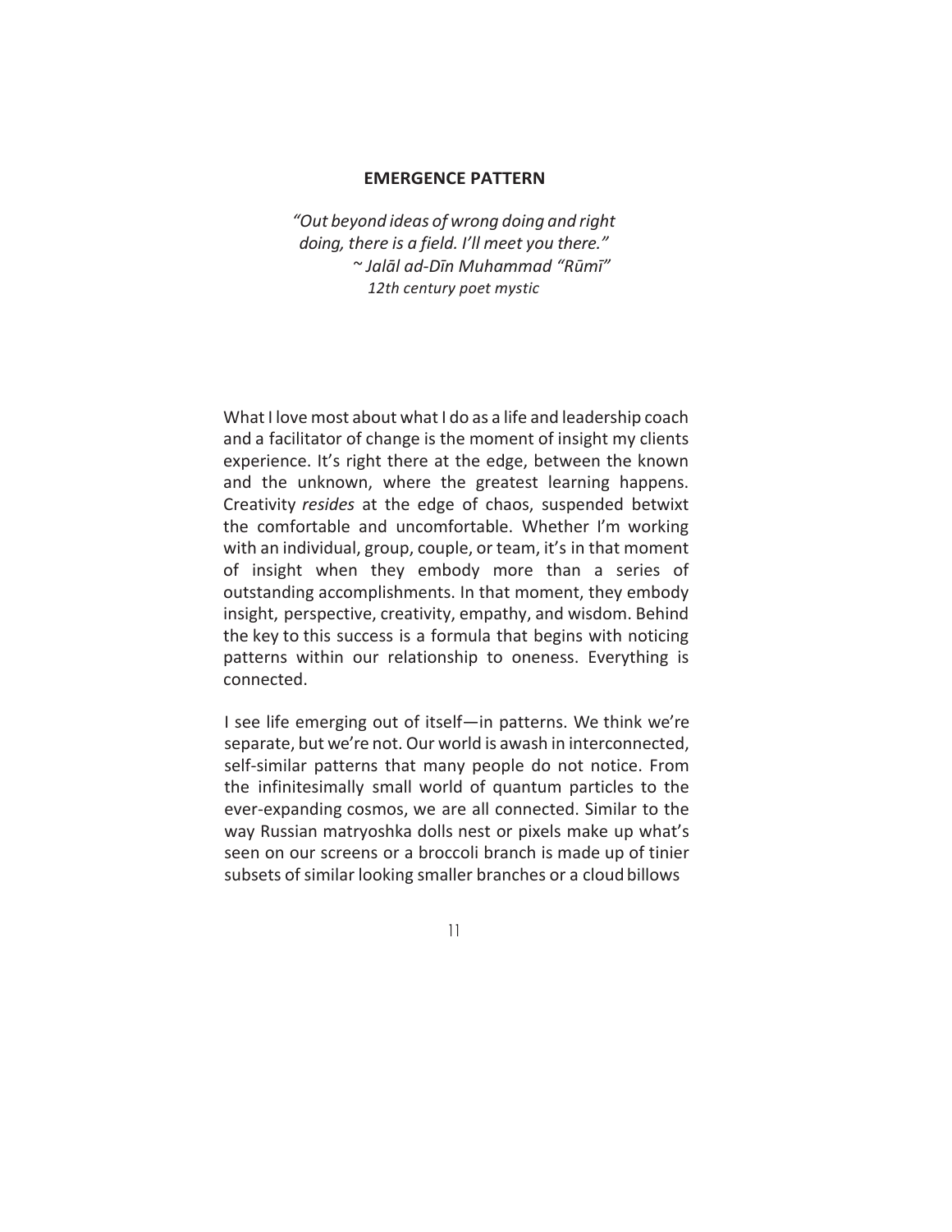## EMERGENCE PATTERN

*"Out beyond ideas of wrong doing and right doing, there is a field. I'll meet you there."*
*~ Jalāl ad-Dīn Muhammad "Rūmī"*
*12th century poet mystic*

What I love most about what I do as a life and leadership coach and a facilitator of change is the moment of insight my clients experience. It's right there at the edge, between the known and the unknown, where the greatest learning happens. Creativity *resides* at the edge of chaos, suspended betwixt the comfortable and uncomfortable. Whether I'm working with an individual, group, couple, or team, it's in that moment of insight when they embody more than a series of outstanding accomplishments. In that moment, they embody insight, perspective, creativity, empathy, and wisdom. Behind the key to this success is a formula that begins with noticing patterns within our relationship to oneness. Everything is connected.

I see life emerging out of itself—in patterns. We think we're separate, but we're not. Our world is awash in interconnected, self-similar patterns that many people do not notice. From the infinitesimally small world of quantum particles to the ever-expanding cosmos, we are all connected. Similar to the way Russian matryoshka dolls nest or pixels make up what's seen on our screens or a broccoli branch is made up of tinier subsets of similar looking smaller branches or a cloud billows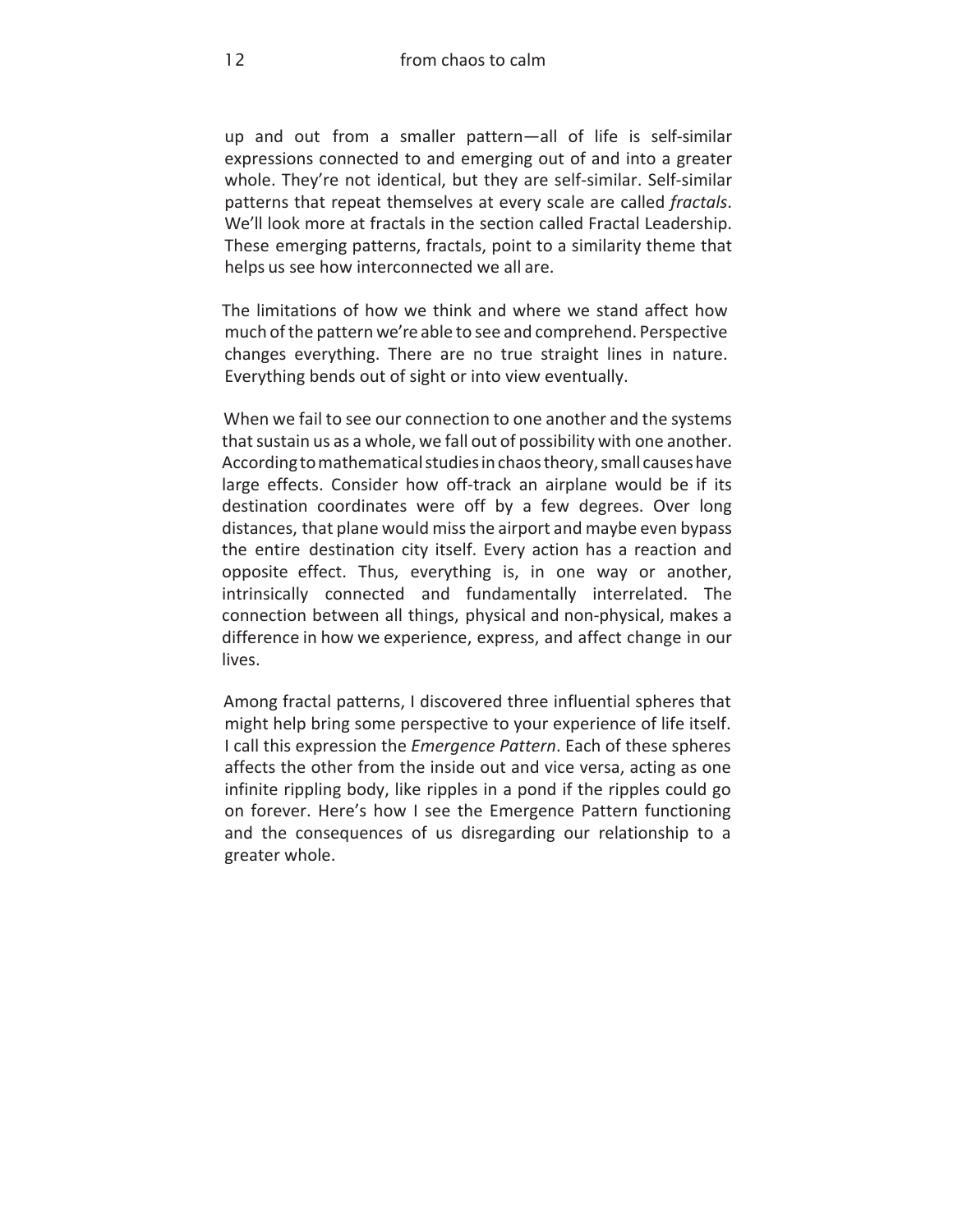up and out from a smaller pattern—all of life is self-similar expressions connected to and emerging out of and into a greater whole. They're not identical, but they are self-similar. Self-similar patterns that repeat themselves at every scale are called *fractals*. We'll look more at fractals in the section called Fractal Leadership. These emerging patterns, fractals, point to a similarity theme that helps us see how interconnected we all are.

The limitations of how we think and where we stand affect how much of the pattern we're able to see and comprehend. Perspective changes everything. There are no true straight lines in nature. Everything bends out of sight or into view eventually.

When we fail to see our connection to one another and the systems that sustain us as a whole, we fall out of possibility with one another. According to mathematical studies in chaos theory, small causes have large effects. Consider how off-track an airplane would be if its destination coordinates were off by a few degrees. Over long distances, that plane would miss the airport and maybe even bypass the entire destination city itself. Every action has a reaction and opposite effect. Thus, everything is, in one way or another, intrinsically connected and fundamentally interrelated. The connection between all things, physical and non-physical, makes a difference in how we experience, express, and affect change in our lives.

Among fractal patterns, I discovered three influential spheres that might help bring some perspective to your experience of life itself. I call this expression the *Emergence Pattern*. Each of these spheres affects the other from the inside out and vice versa, acting as one infinite rippling body, like ripples in a pond if the ripples could go on forever. Here's how I see the Emergence Pattern functioning and the consequences of us disregarding our relationship to a greater whole.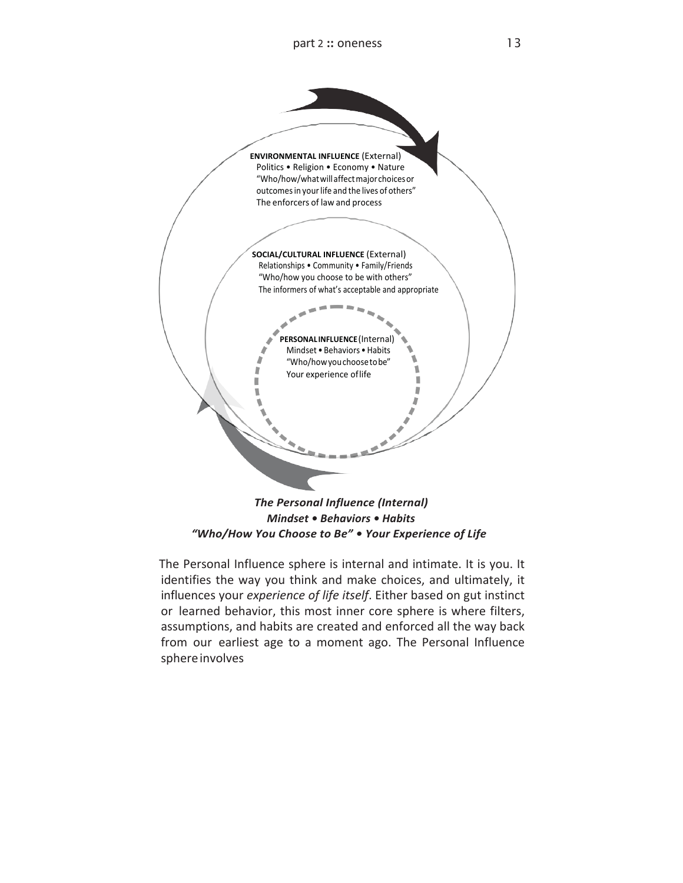**ENVIRONMENTAL INFLUENCE** (External)
Politics • Religion • Economy • Nature
"Who/how/what will affect major choices or outcomes in your life and the lives of others"
The enforcers of law and process

**SOCIAL/CULTURAL INFLUENCE** (External)
Relationships • Community • Family/Friends
"Who/how you choose to be with others"
The informers of what's acceptable and appropriate

**PERSONAL INFLUENCE** (Internal)
Mindset • Behaviors • Habits
"Who/how you choose to be"
Your experience of life

***The Personal Influence (Internal)***
***Mindset • Behaviors • Habits***
***"Who/How You Choose to Be" • Your Experience of Life***

The Personal Influence sphere is internal and intimate. It is you. It identifies the way you think and make choices, and ultimately, it influences your *experience of life itself*. Either based on gut instinct or learned behavior, this most inner core sphere is where filters, assumptions, and habits are created and enforced all the way back from our earliest age to a moment ago. The Personal Influence sphere involves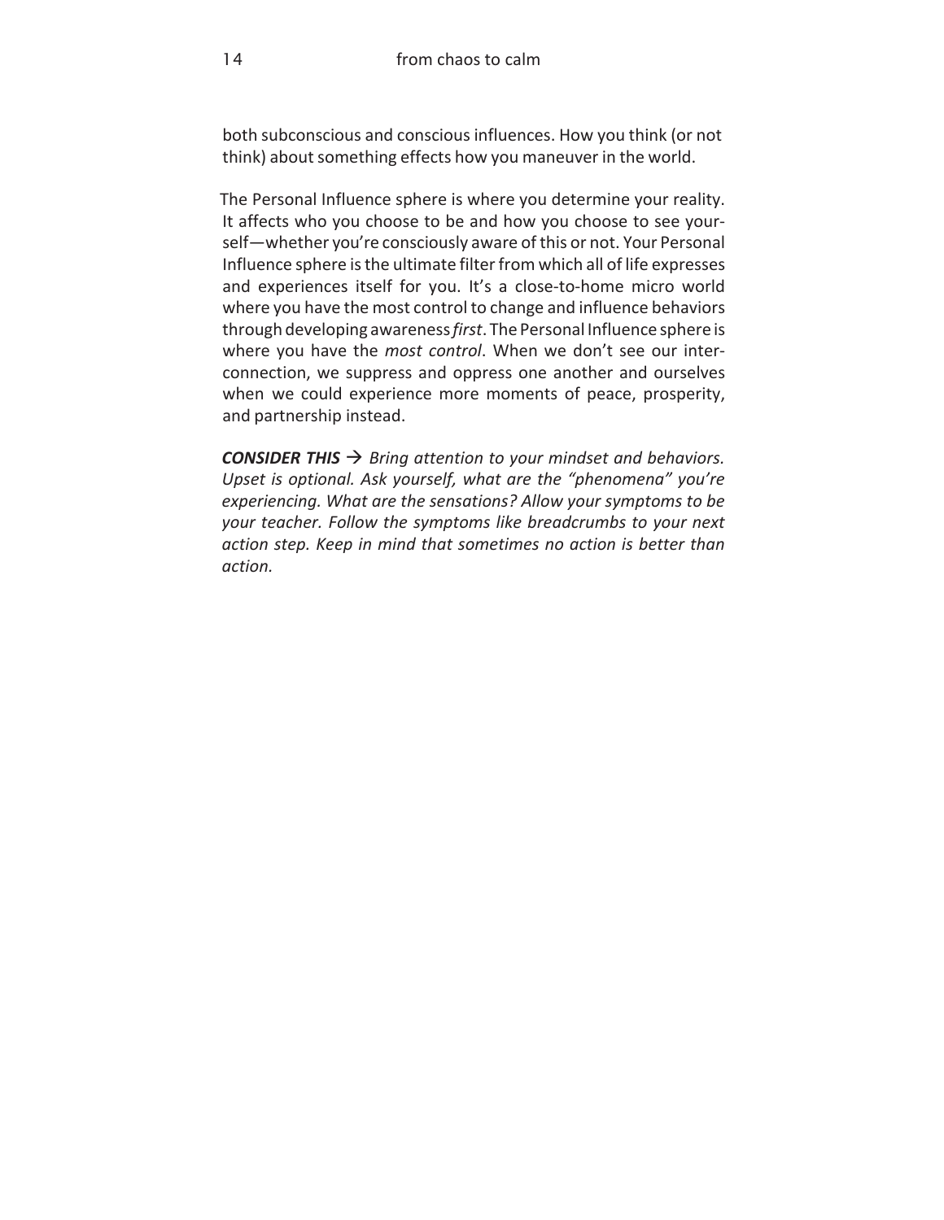both subconscious and conscious influences. How you think (or not think) about something effects how you maneuver in the world.

The Personal Influence sphere is where you determine your reality. It affects who you choose to be and how you choose to see yourself—whether you're consciously aware of this or not. Your Personal Influence sphere is the ultimate filter from which all of life expresses and experiences itself for you. It's a close-to-home micro world where you have the most control to change and influence behaviors through developing awareness *first*. The Personal Influence sphere is where you have the *most control*. When we don't see our interconnection, we suppress and oppress one another and ourselves when we could experience more moments of peace, prosperity, and partnership instead.

***CONSIDER THIS*** → *Bring attention to your mindset and behaviors. Upset is optional. Ask yourself, what are the "phenomena" you're experiencing. What are the sensations? Allow your symptoms to be your teacher. Follow the symptoms like breadcrumbs to your next action step. Keep in mind that sometimes no action is better than action.*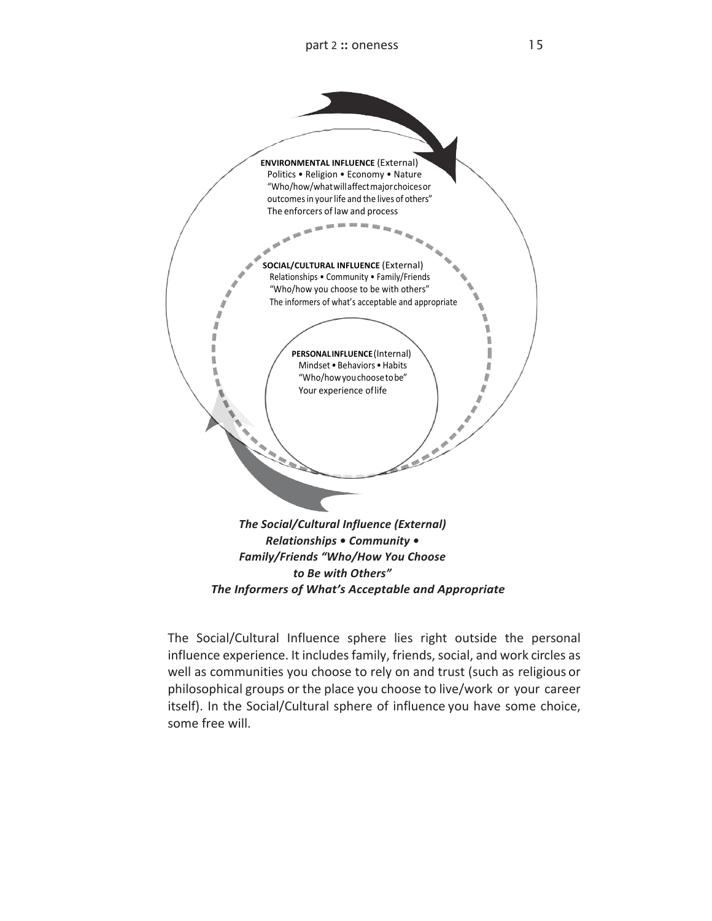ENVIRONMENTAL INFLUENCE (External)
Politics • Religion • Economy • Nature
"Who/how/what will affect major choices or outcomes in your life and the lives of others"
The enforcers of law and process

SOCIAL/CULTURAL INFLUENCE (External)
Relationships • Community • Family/Friends
"Who/how you choose to be with others"
The informers of what's acceptable and appropriate

PERSONAL INFLUENCE (Internal)
Mindset • Behaviors • Habits
"Who/how you choose to be"
Your experience of life

***The Social/Cultural Influence (External)***
***Relationships • Community •***
***Family/Friends "Who/How You Choose to Be with Others"***
***The Informers of What's Acceptable and Appropriate***

The Social/Cultural Influence sphere lies right outside the personal influence experience. It includes family, friends, social, and work circles as well as communities you choose to rely on and trust (such as religious or philosophical groups or the place you choose to live/work or your career itself). In the Social/Cultural sphere of influence you have some choice, some free will.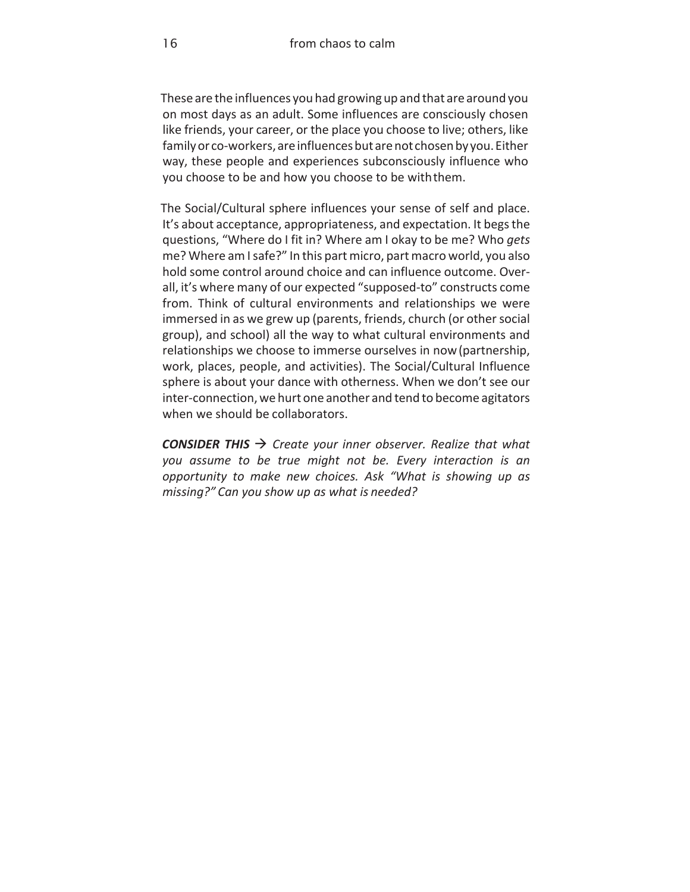These are the influences you had growing up and that are around you on most days as an adult. Some influences are consciously chosen like friends, your career, or the place you choose to live; others, like family or co-workers, are influences but are not chosen by you. Either way, these people and experiences subconsciously influence who you choose to be and how you choose to be with them.

The Social/Cultural sphere influences your sense of self and place. It's about acceptance, appropriateness, and expectation. It begs the questions, "Where do I fit in? Where am I okay to be me? Who *gets* me? Where am I safe?" In this part micro, part macro world, you also hold some control around choice and can influence outcome. Overall, it's where many of our expected "supposed-to" constructs come from. Think of cultural environments and relationships we were immersed in as we grew up (parents, friends, church (or other social group), and school) all the way to what cultural environments and relationships we choose to immerse ourselves in now (partnership, work, places, people, and activities). The Social/Cultural Influence sphere is about your dance with otherness. When we don't see our inter-connection, we hurt one another and tend to become agitators when we should be collaborators.

***CONSIDER THIS*** → *Create your inner observer. Realize that what you assume to be true might not be. Every interaction is an opportunity to make new choices. Ask "What is showing up as missing?" Can you show up as what is needed?*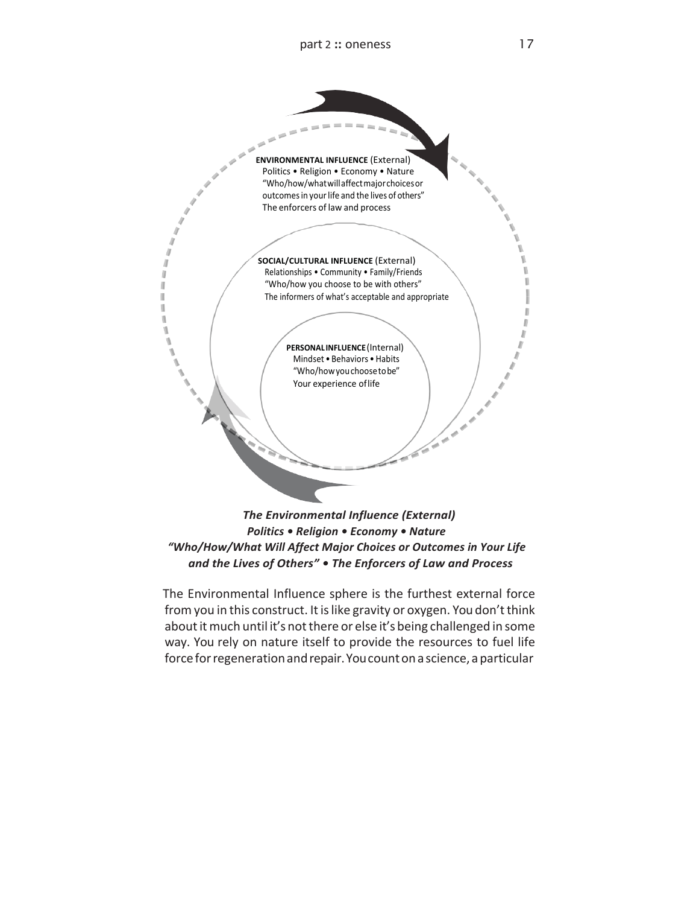**ENVIRONMENTAL INFLUENCE** (External)
Politics • Religion • Economy • Nature
"Who/how/what will affect major choices or outcomes in your life and the lives of others"
The enforcers of law and process

**SOCIAL/CULTURAL INFLUENCE** (External)
Relationships • Community • Family/Friends
"Who/how you choose to be with others"
The informers of what's acceptable and appropriate

**PERSONAL INFLUENCE** (Internal)
Mindset • Behaviors • Habits
"Who/how you choose to be"
Your experience of life

***The Environmental Influence (External)***
***Politics • Religion • Economy • Nature***
***"Who/How/What Will Affect Major Choices or Outcomes in Your Life and the Lives of Others" • The Enforcers of Law and Process***

The Environmental Influence sphere is the furthest external force from you in this construct. It is like gravity or oxygen. You don't think about it much until it's not there or else it's being challenged in some way. You rely on nature itself to provide the resources to fuel life force for regeneration and repair. You count on a science, a particular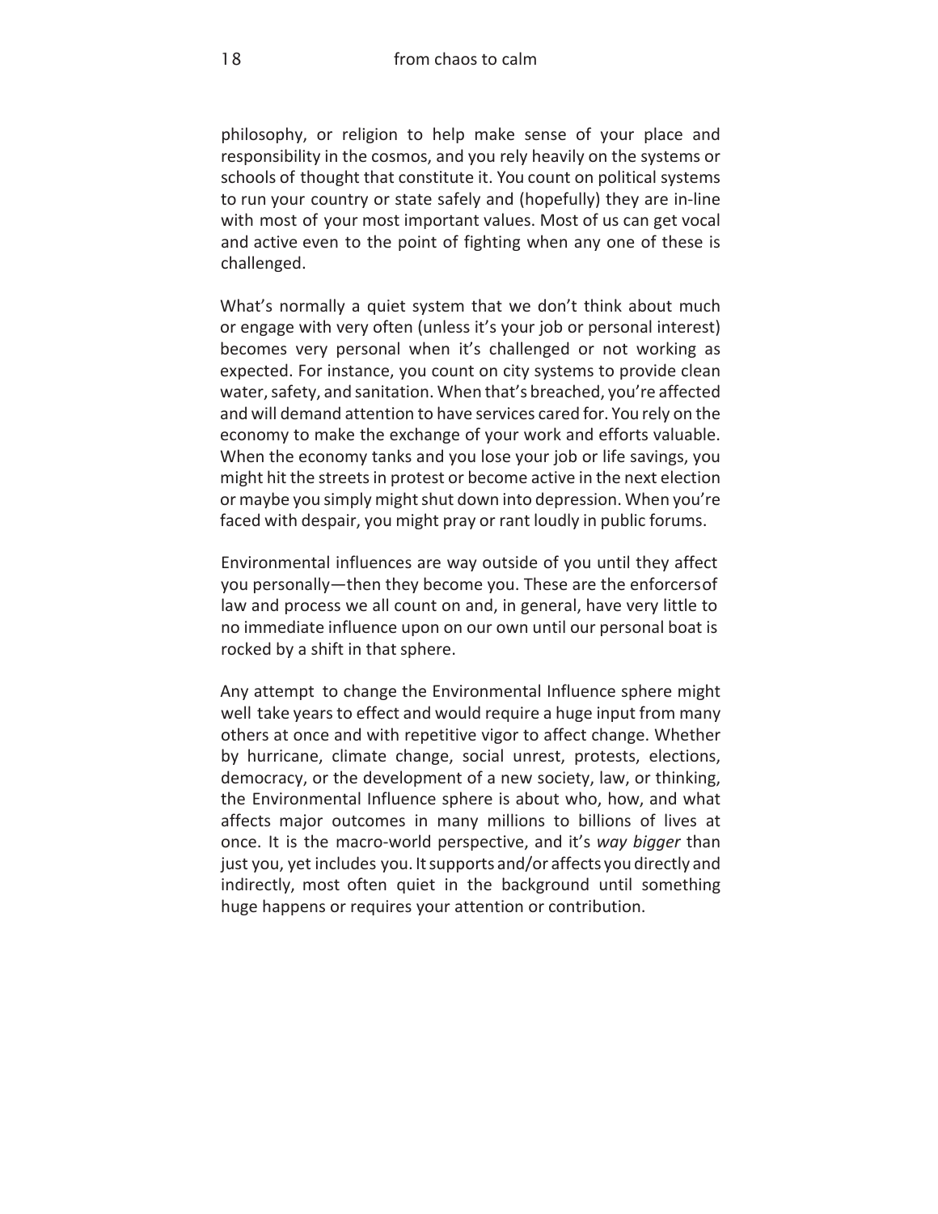philosophy, or religion to help make sense of your place and responsibility in the cosmos, and you rely heavily on the systems or schools of thought that constitute it. You count on political systems to run your country or state safely and (hopefully) they are in-line with most of your most important values. Most of us can get vocal and active even to the point of fighting when any one of these is challenged.

What's normally a quiet system that we don't think about much or engage with very often (unless it's your job or personal interest) becomes very personal when it's challenged or not working as expected. For instance, you count on city systems to provide clean water, safety, and sanitation. When that's breached, you're affected and will demand attention to have services cared for. You rely on the economy to make the exchange of your work and efforts valuable. When the economy tanks and you lose your job or life savings, you might hit the streets in protest or become active in the next election or maybe you simply might shut down into depression. When you're faced with despair, you might pray or rant loudly in public forums.

Environmental influences are way outside of you until they affect you personally—then they become you. These are the enforcersof law and process we all count on and, in general, have very little to no immediate influence upon on our own until our personal boat is rocked by a shift in that sphere.

Any attempt to change the Environmental Influence sphere might well take years to effect and would require a huge input from many others at once and with repetitive vigor to affect change. Whether by hurricane, climate change, social unrest, protests, elections, democracy, or the development of a new society, law, or thinking, the Environmental Influence sphere is about who, how, and what affects major outcomes in many millions to billions of lives at once. It is the macro-world perspective, and it's *way bigger* than just you, yet includes you. It supports and/or affects you directly and indirectly, most often quiet in the background until something huge happens or requires your attention or contribution.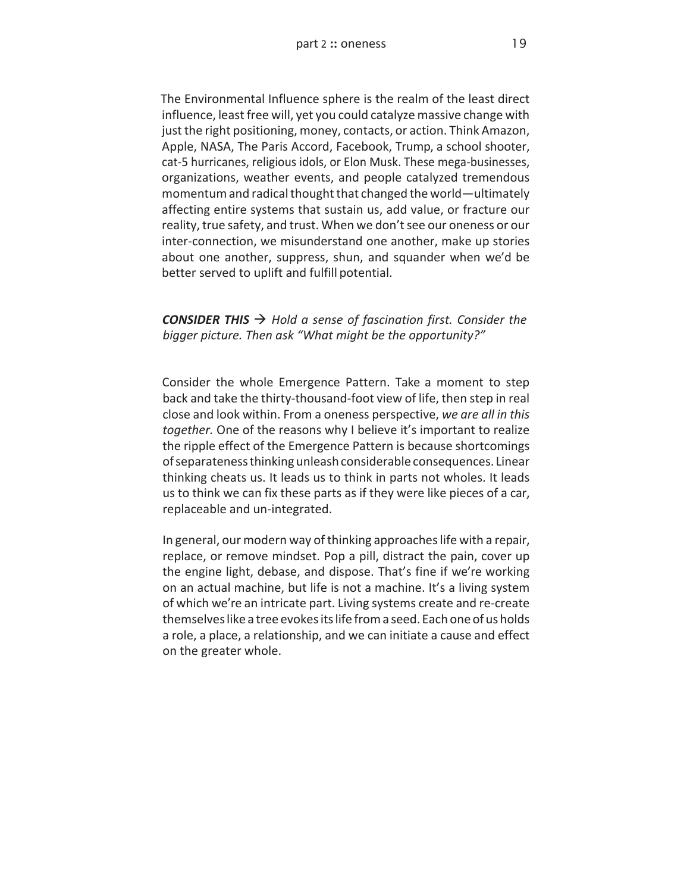The Environmental Influence sphere is the realm of the least direct influence, least free will, yet you could catalyze massive change with just the right positioning, money, contacts, or action. Think Amazon, Apple, NASA, The Paris Accord, Facebook, Trump, a school shooter, cat-5 hurricanes, religious idols, or Elon Musk. These mega-businesses, organizations, weather events, and people catalyzed tremendous momentum and radical thought that changed the world—ultimately affecting entire systems that sustain us, add value, or fracture our reality, true safety, and trust. When we don't see our oneness or our inter-connection, we misunderstand one another, make up stories about one another, suppress, shun, and squander when we'd be better served to uplift and fulfill potential.

***CONSIDER THIS*** → *Hold a sense of fascination first. Consider the bigger picture. Then ask "What might be the opportunity?"*

Consider the whole Emergence Pattern. Take a moment to step back and take the thirty-thousand-foot view of life, then step in real close and look within. From a oneness perspective, *we are all in this together.* One of the reasons why I believe it's important to realize the ripple effect of the Emergence Pattern is because shortcomings of separateness thinking unleash considerable consequences. Linear thinking cheats us. It leads us to think in parts not wholes. It leads us to think we can fix these parts as if they were like pieces of a car, replaceable and un-integrated.

In general, our modern way of thinking approaches life with a repair, replace, or remove mindset. Pop a pill, distract the pain, cover up the engine light, debase, and dispose. That's fine if we're working on an actual machine, but life is not a machine. It's a living system of which we're an intricate part. Living systems create and re-create themselves like a tree evokes its life from a seed. Each one of us holds a role, a place, a relationship, and we can initiate a cause and effect on the greater whole.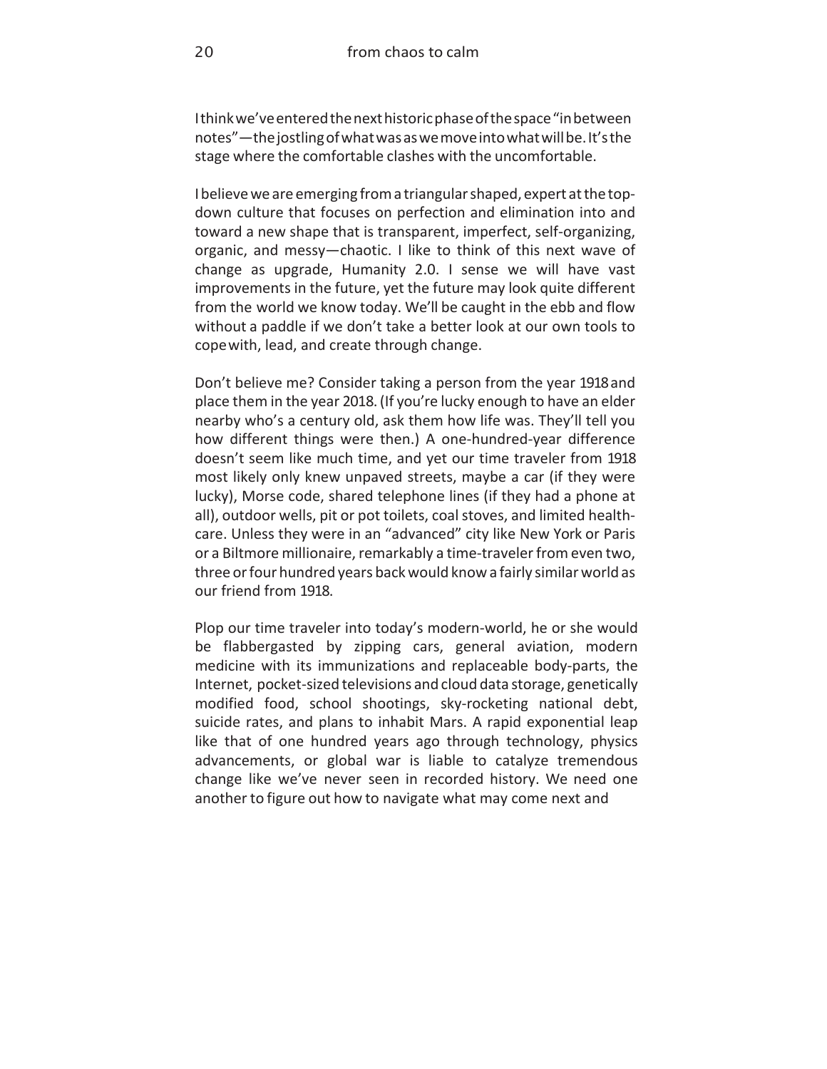I think we've entered the next historic phase of the space "in between notes"—the jostling of what was as we move into what will be. It's the stage where the comfortable clashes with the uncomfortable.

I believe we are emerging from a triangular shaped, expert at the top-down culture that focuses on perfection and elimination into and toward a new shape that is transparent, imperfect, self-organizing, organic, and messy—chaotic. I like to think of this next wave of change as upgrade, Humanity 2.0. I sense we will have vast improvements in the future, yet the future may look quite different from the world we know today. We'll be caught in the ebb and flow without a paddle if we don't take a better look at our own tools to cope with, lead, and create through change.

Don't believe me? Consider taking a person from the year 1918 and place them in the year 2018. (If you're lucky enough to have an elder nearby who's a century old, ask them how life was. They'll tell you how different things were then.) A one-hundred-year difference doesn't seem like much time, and yet our time traveler from 1918 most likely only knew unpaved streets, maybe a car (if they were lucky), Morse code, shared telephone lines (if they had a phone at all), outdoor wells, pit or pot toilets, coal stoves, and limited health-care. Unless they were in an "advanced" city like New York or Paris or a Biltmore millionaire, remarkably a time-traveler from even two, three or four hundred years back would know a fairly similar world as our friend from 1918.

Plop our time traveler into today's modern-world, he or she would be flabbergasted by zipping cars, general aviation, modern medicine with its immunizations and replaceable body-parts, the Internet, pocket-sized televisions and cloud data storage, genetically modified food, school shootings, sky-rocketing national debt, suicide rates, and plans to inhabit Mars. A rapid exponential leap like that of one hundred years ago through technology, physics advancements, or global war is liable to catalyze tremendous change like we've never seen in recorded history. We need one another to figure out how to navigate what may come next and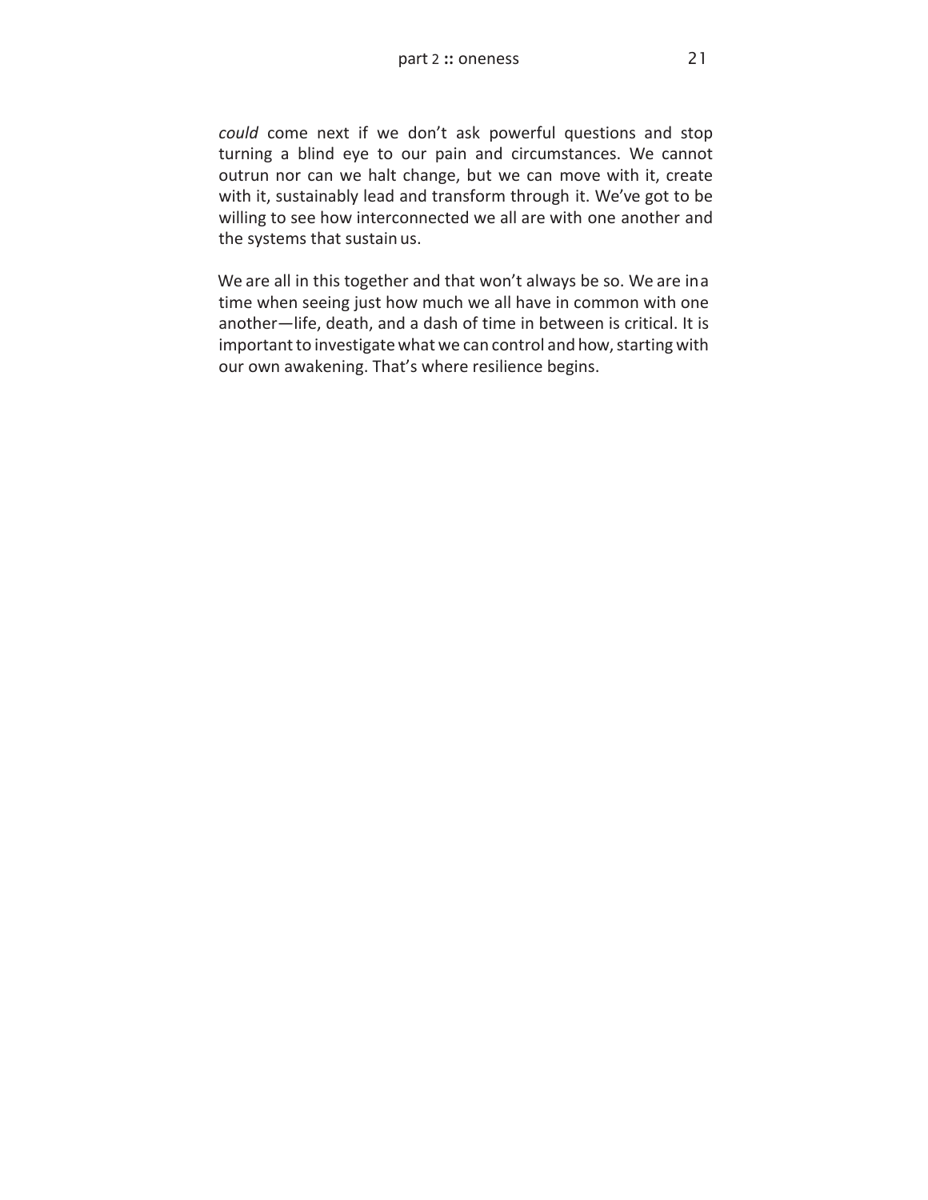*could* come next if we don't ask powerful questions and stop turning a blind eye to our pain and circumstances. We cannot outrun nor can we halt change, but we can move with it, create with it, sustainably lead and transform through it. We've got to be willing to see how interconnected we all are with one another and the systems that sustain us.

We are all in this together and that won't always be so. We are in a time when seeing just how much we all have in common with one another—life, death, and a dash of time in between is critical. It is important to investigate what we can control and how, starting with our own awakening. That's where resilience begins.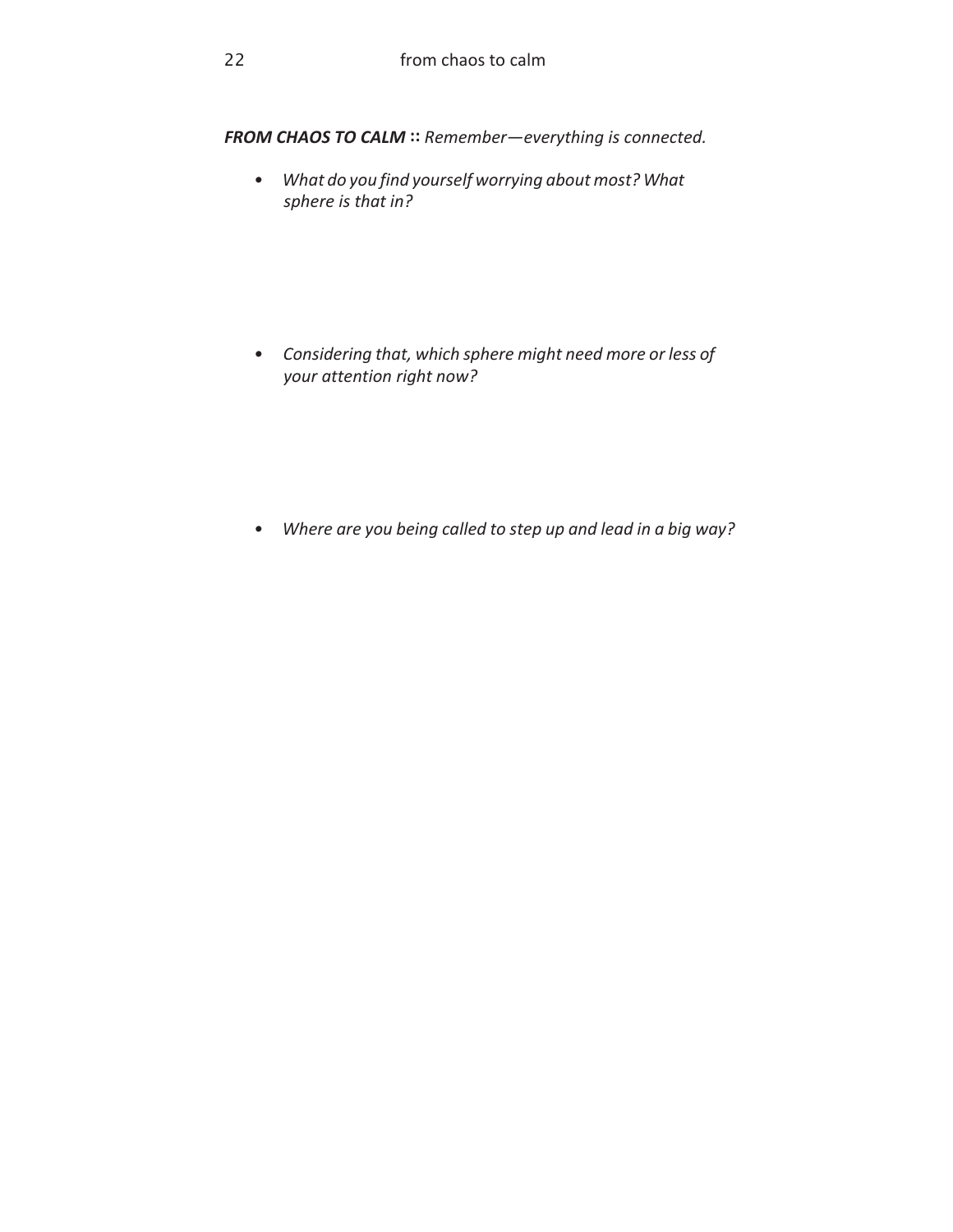***FROM CHAOS TO CALM*** **::** *Remember—everything is connected.*

- *What do you find yourself worrying about most? What sphere is that in?*

- *Considering that, which sphere might need more or less of your attention right now?*

- *Where are you being called to step up and lead in a big way?*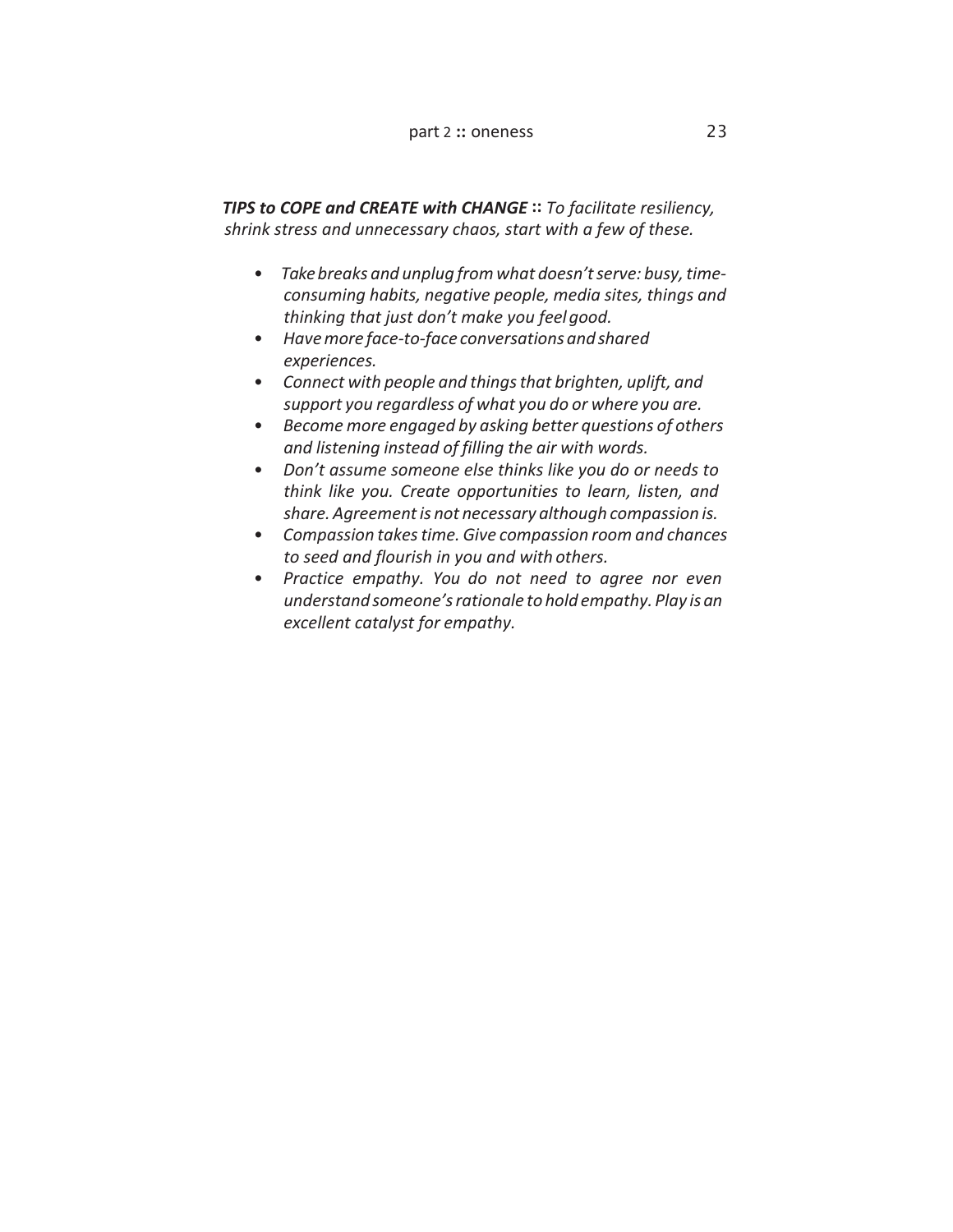***TIPS to COPE and CREATE with CHANGE*** **::** *To facilitate resiliency, shrink stress and unnecessary chaos, start with a few of these.*

- *Take breaks and unplug from what doesn't serve: busy, time-consuming habits, negative people, media sites, things and thinking that just don't make you feel good.*
- *Have more face-to-face conversations and shared experiences.*
- *Connect with people and things that brighten, uplift, and support you regardless of what you do or where you are.*
- *Become more engaged by asking better questions of others and listening instead of filling the air with words.*
- *Don't assume someone else thinks like you do or needs to think like you. Create opportunities to learn, listen, and share. Agreement is not necessary although compassion is.*
- *Compassion takes time. Give compassion room and chances to seed and flourish in you and with others.*
- *Practice empathy. You do not need to agree nor even understand someone's rationale to hold empathy. Play is an excellent catalyst for empathy.*